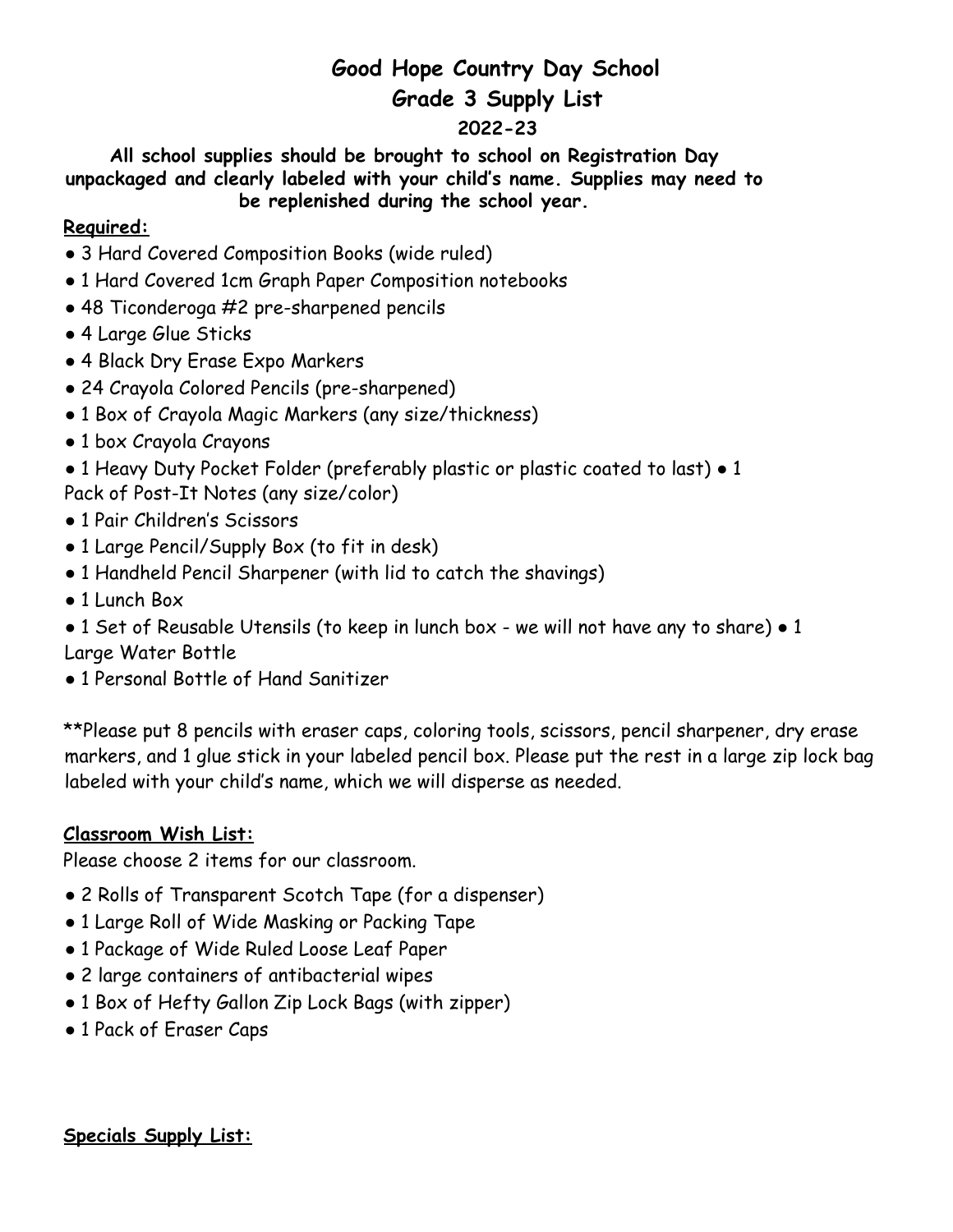# Good Hope Country Day School
## Grade 3 Supply List
### 2022-23

**All school supplies should be brought to school on Registration Day unpackaged and clearly labeled with your child's name. Supplies may need to be replenished during the school year.**

**Required:**

- 3 Hard Covered Composition Books (wide ruled)
- 1 Hard Covered 1cm Graph Paper Composition notebooks
- 48 Ticonderoga #2 pre-sharpened pencils
- 4 Large Glue Sticks
- 4 Black Dry Erase Expo Markers
- 24 Crayola Colored Pencils (pre-sharpened)
- 1 Box of Crayola Magic Markers (any size/thickness)
- 1 box Crayola Crayons
- 1 Heavy Duty Pocket Folder (preferably plastic or plastic coated to last)
- 1 Pack of Post-It Notes (any size/color)
- 1 Pair Children's Scissors
- 1 Large Pencil/Supply Box (to fit in desk)
- 1 Handheld Pencil Sharpener (with lid to catch the shavings)
- 1 Lunch Box
- 1 Set of Reusable Utensils (to keep in lunch box - we will not have any to share)
- 1 Large Water Bottle
- 1 Personal Bottle of Hand Sanitizer

**Please put 8 pencils with eraser caps, coloring tools, scissors, pencil sharpener, dry erase markers, and 1 glue stick in your labeled pencil box. Please put the rest in a large zip lock bag labeled with your child's name, which we will disperse as needed.

**Classroom Wish List:**

Please choose 2 items for our classroom.

- 2 Rolls of Transparent Scotch Tape (for a dispenser)
- 1 Large Roll of Wide Masking or Packing Tape
- 1 Package of Wide Ruled Loose Leaf Paper
- 2 large containers of antibacterial wipes
- 1 Box of Hefty Gallon Zip Lock Bags (with zipper)
- 1 Pack of Eraser Caps

**Specials Supply List:**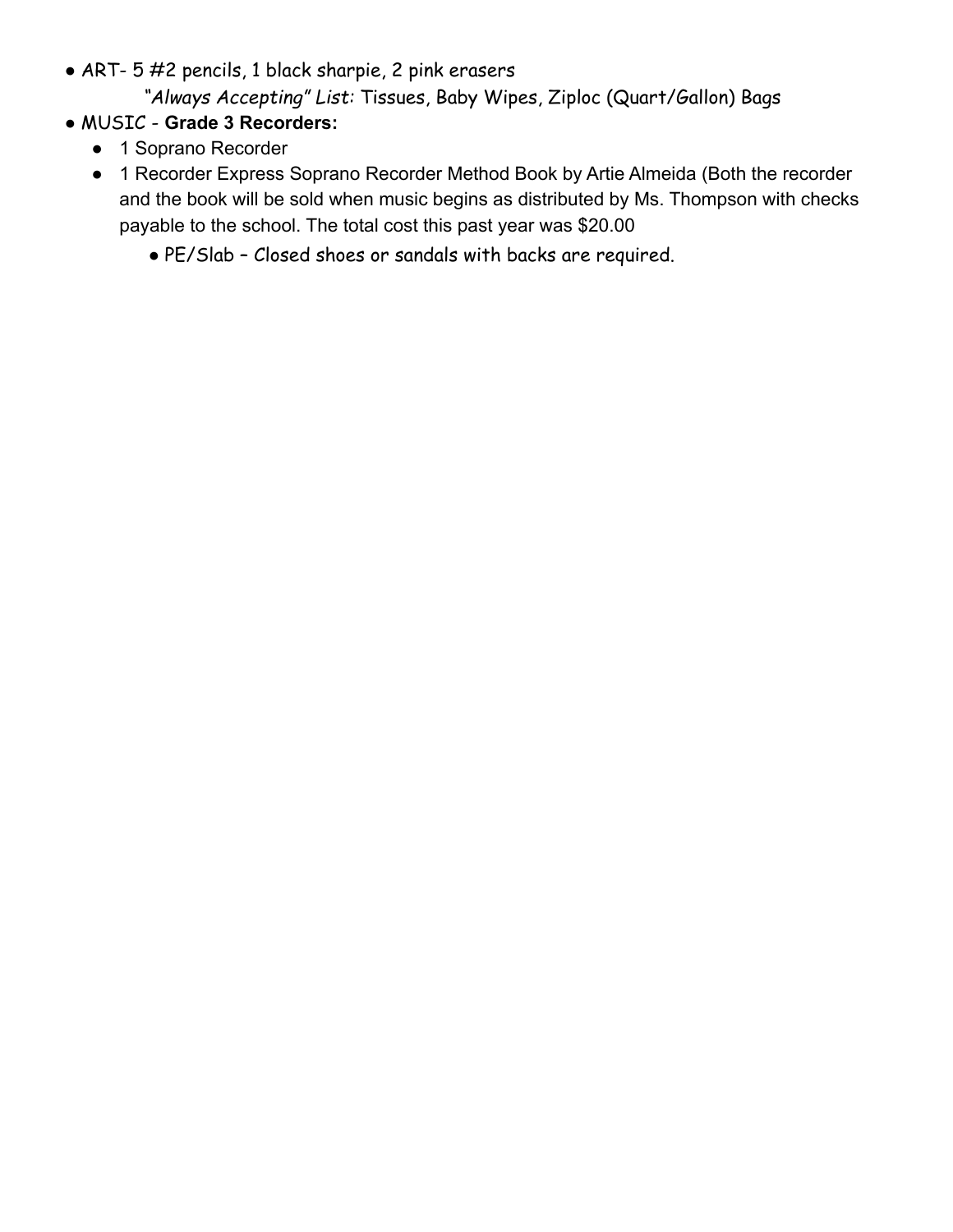- ART- 5 #2 pencils, 1 black sharpie, 2 pink erasers

  *"Always Accepting" List:* Tissues, Baby Wipes, Ziploc (Quart/Gallon) Bags
- MUSIC - **Grade 3 Recorders:**
  - 1 Soprano Recorder
  - 1 Recorder Express Soprano Recorder Method Book by Artie Almeida (Both the recorder and the book will be sold when music begins as distributed by Ms. Thompson with checks payable to the school. The total cost this past year was $20.00
    - PE/Slab – Closed shoes or sandals with backs are required.